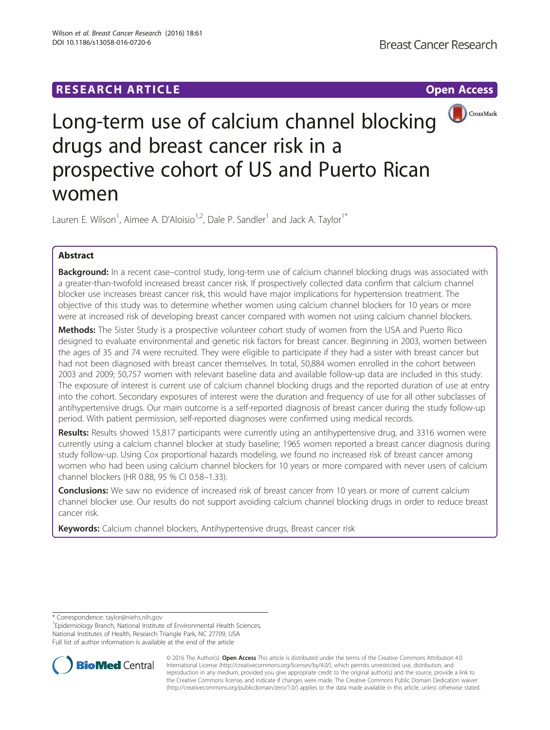RESEARCH ARTICLE

Open Access

# Long-term use of calcium channel blocking drugs and breast cancer risk in a prospective cohort of US and Puerto Rican women

Lauren E. Wilson[1], Aimee A. D'Aloisio[1,2], Dale P. Sandler[1] and Jack A. Taylor[1*]

## Abstract

**Background:** In a recent case–control study, long-term use of calcium channel blocking drugs was associated with a greater-than-twofold increased breast cancer risk. If prospectively collected data confirm that calcium channel blocker use increases breast cancer risk, this would have major implications for hypertension treatment. The objective of this study was to determine whether women using calcium channel blockers for 10 years or more were at increased risk of developing breast cancer compared with women not using calcium channel blockers.

**Methods:** The Sister Study is a prospective volunteer cohort study of women from the USA and Puerto Rico designed to evaluate environmental and genetic risk factors for breast cancer. Beginning in 2003, women between the ages of 35 and 74 were recruited. They were eligible to participate if they had a sister with breast cancer but had not been diagnosed with breast cancer themselves. In total, 50,884 women enrolled in the cohort between 2003 and 2009; 50,757 women with relevant baseline data and available follow-up data are included in this study. The exposure of interest is current use of calcium channel blocking drugs and the reported duration of use at entry into the cohort. Secondary exposures of interest were the duration and frequency of use for all other subclasses of antihypertensive drugs. Our main outcome is a self-reported diagnosis of breast cancer during the study follow-up period. With patient permission, self-reported diagnoses were confirmed using medical records.

**Results:** Results showed 15,817 participants were currently using an antihypertensive drug, and 3316 women were currently using a calcium channel blocker at study baseline; 1965 women reported a breast cancer diagnosis during study follow-up. Using Cox proportional hazards modeling, we found no increased risk of breast cancer among women who had been using calcium channel blockers for 10 years or more compared with never users of calcium channel blockers (HR 0.88, 95 % CI 0.58–1.33).

**Conclusions:** We saw no evidence of increased risk of breast cancer from 10 years or more of current calcium channel blocker use. Our results do not support avoiding calcium channel blocking drugs in order to reduce breast cancer risk.

**Keywords:** Calcium channel blockers, Antihypertensive drugs, Breast cancer risk

\* Correspondence: taylor@niehs.nih.gov

[1]Epidemiology Branch, National Institute of Environmental Health Sciences, National Institutes of Health, Research Triangle Park, NC 27709, USA

Full list of author information is available at the end of the article

© 2016 The Author(s). **Open Access** This article is distributed under the terms of the Creative Commons Attribution 4.0 International License (http://creativecommons.org/licenses/by/4.0/), which permits unrestricted use, distribution, and reproduction in any medium, provided you give appropriate credit to the original author(s) and the source, provide a link to the Creative Commons license, and indicate if changes were made. The Creative Commons Public Domain Dedication waiver (http://creativecommons.org/publicdomain/zero/1.0/) applies to the data made available in this article, unless otherwise stated.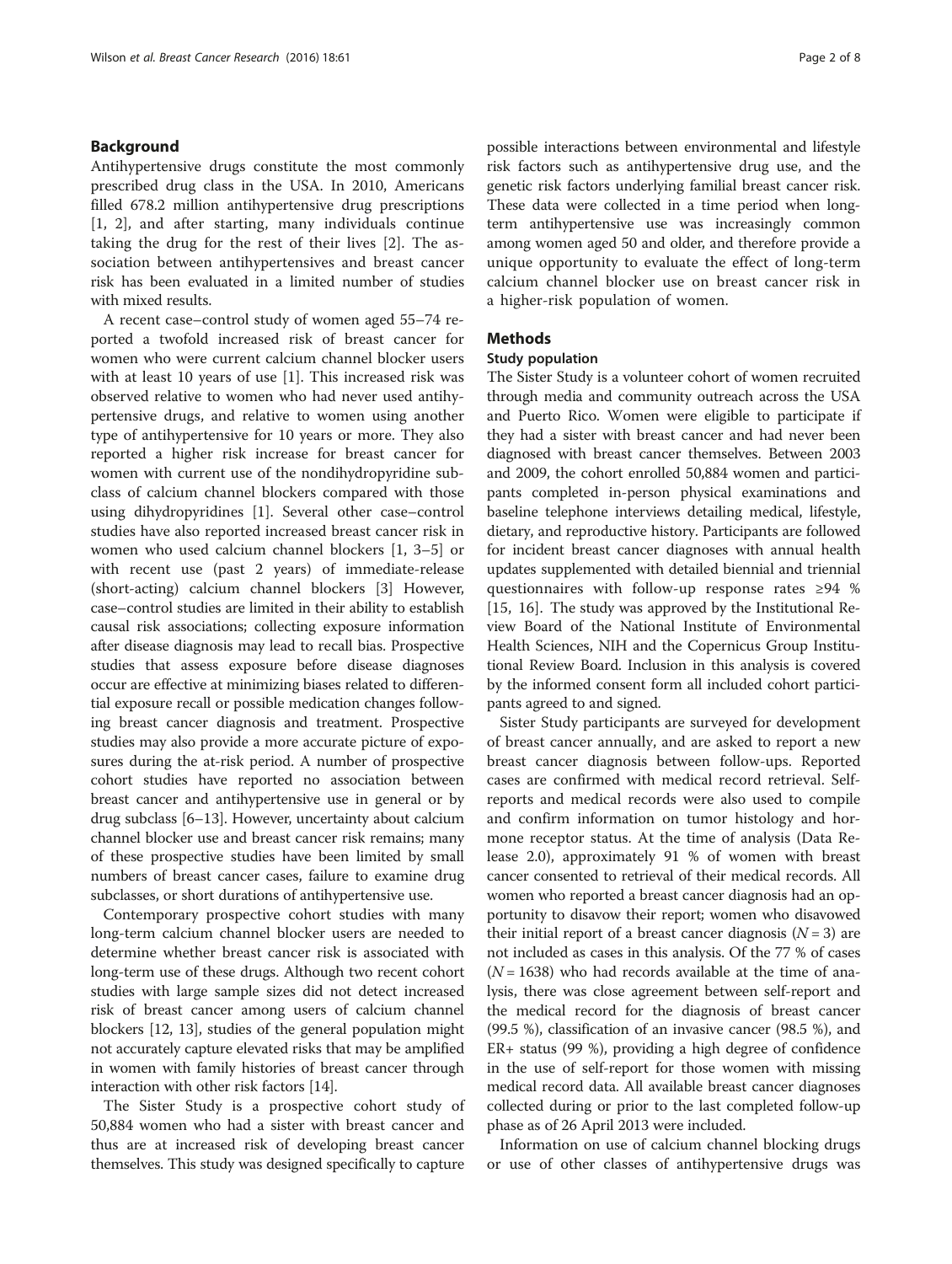## Background

Antihypertensive drugs constitute the most commonly prescribed drug class in the USA. In 2010, Americans filled 678.2 million antihypertensive drug prescriptions [1, 2], and after starting, many individuals continue taking the drug for the rest of their lives [2]. The association between antihypertensives and breast cancer risk has been evaluated in a limited number of studies with mixed results.

A recent case–control study of women aged 55–74 reported a twofold increased risk of breast cancer for women who were current calcium channel blocker users with at least 10 years of use [1]. This increased risk was observed relative to women who had never used antihypertensive drugs, and relative to women using another type of antihypertensive for 10 years or more. They also reported a higher risk increase for breast cancer for women with current use of the nondihydropyridine subclass of calcium channel blockers compared with those using dihydropyridines [1]. Several other case–control studies have also reported increased breast cancer risk in women who used calcium channel blockers [1, 3–5] or with recent use (past 2 years) of immediate-release (short-acting) calcium channel blockers [3] However, case–control studies are limited in their ability to establish causal risk associations; collecting exposure information after disease diagnosis may lead to recall bias. Prospective studies that assess exposure before disease diagnoses occur are effective at minimizing biases related to differential exposure recall or possible medication changes following breast cancer diagnosis and treatment. Prospective studies may also provide a more accurate picture of exposures during the at-risk period. A number of prospective cohort studies have reported no association between breast cancer and antihypertensive use in general or by drug subclass [6–13]. However, uncertainty about calcium channel blocker use and breast cancer risk remains; many of these prospective studies have been limited by small numbers of breast cancer cases, failure to examine drug subclasses, or short durations of antihypertensive use.

Contemporary prospective cohort studies with many long-term calcium channel blocker users are needed to determine whether breast cancer risk is associated with long-term use of these drugs. Although two recent cohort studies with large sample sizes did not detect increased risk of breast cancer among users of calcium channel blockers [12, 13], studies of the general population might not accurately capture elevated risks that may be amplified in women with family histories of breast cancer through interaction with other risk factors [14].

The Sister Study is a prospective cohort study of 50,884 women who had a sister with breast cancer and thus are at increased risk of developing breast cancer themselves. This study was designed specifically to capture possible interactions between environmental and lifestyle risk factors such as antihypertensive drug use, and the genetic risk factors underlying familial breast cancer risk. These data were collected in a time period when long-term antihypertensive use was increasingly common among women aged 50 and older, and therefore provide a unique opportunity to evaluate the effect of long-term calcium channel blocker use on breast cancer risk in a higher-risk population of women.

## Methods

### Study population

The Sister Study is a volunteer cohort of women recruited through media and community outreach across the USA and Puerto Rico. Women were eligible to participate if they had a sister with breast cancer and had never been diagnosed with breast cancer themselves. Between 2003 and 2009, the cohort enrolled 50,884 women and participants completed in-person physical examinations and baseline telephone interviews detailing medical, lifestyle, dietary, and reproductive history. Participants are followed for incident breast cancer diagnoses with annual health updates supplemented with detailed biennial and triennial questionnaires with follow-up response rates ≥94 % [15, 16]. The study was approved by the Institutional Review Board of the National Institute of Environmental Health Sciences, NIH and the Copernicus Group Institutional Review Board. Inclusion in this analysis is covered by the informed consent form all included cohort participants agreed to and signed.

Sister Study participants are surveyed for development of breast cancer annually, and are asked to report a new breast cancer diagnosis between follow-ups. Reported cases are confirmed with medical record retrieval. Self-reports and medical records were also used to compile and confirm information on tumor histology and hormone receptor status. At the time of analysis (Data Release 2.0), approximately 91 % of women with breast cancer consented to retrieval of their medical records. All women who reported a breast cancer diagnosis had an opportunity to disavow their report; women who disavowed their initial report of a breast cancer diagnosis ($N = 3$) are not included as cases in this analysis. Of the 77 % of cases ($N = 1638$) who had records available at the time of analysis, there was close agreement between self-report and the medical record for the diagnosis of breast cancer (99.5 %), classification of an invasive cancer (98.5 %), and ER+ status (99 %), providing a high degree of confidence in the use of self-report for those women with missing medical record data. All available breast cancer diagnoses collected during or prior to the last completed follow-up phase as of 26 April 2013 were included.

Information on use of calcium channel blocking drugs or use of other classes of antihypertensive drugs was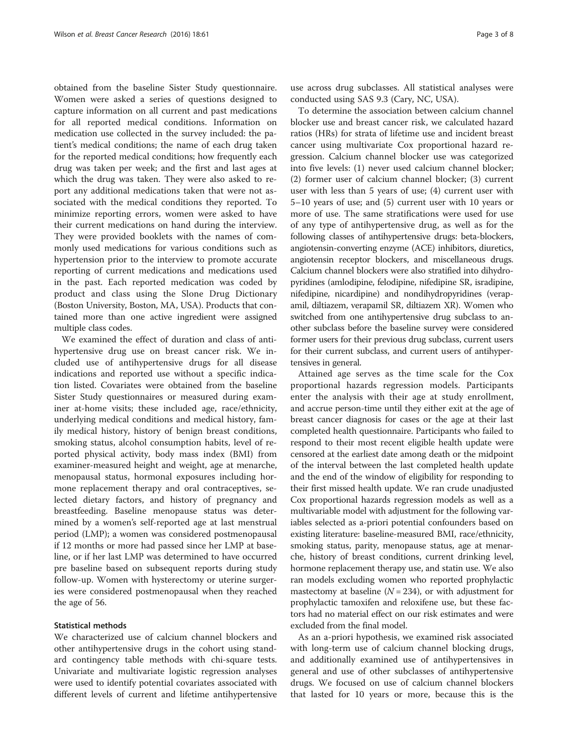obtained from the baseline Sister Study questionnaire. Women were asked a series of questions designed to capture information on all current and past medications for all reported medical conditions. Information on medication use collected in the survey included: the patient's medical conditions; the name of each drug taken for the reported medical conditions; how frequently each drug was taken per week; and the first and last ages at which the drug was taken. They were also asked to report any additional medications taken that were not associated with the medical conditions they reported. To minimize reporting errors, women were asked to have their current medications on hand during the interview. They were provided booklets with the names of commonly used medications for various conditions such as hypertension prior to the interview to promote accurate reporting of current medications and medications used in the past. Each reported medication was coded by product and class using the Slone Drug Dictionary (Boston University, Boston, MA, USA). Products that contained more than one active ingredient were assigned multiple class codes.

We examined the effect of duration and class of antihypertensive drug use on breast cancer risk. We included use of antihypertensive drugs for all disease indications and reported use without a specific indication listed. Covariates were obtained from the baseline Sister Study questionnaires or measured during examiner at-home visits; these included age, race/ethnicity, underlying medical conditions and medical history, family medical history, history of benign breast conditions, smoking status, alcohol consumption habits, level of reported physical activity, body mass index (BMI) from examiner-measured height and weight, age at menarche, menopausal status, hormonal exposures including hormone replacement therapy and oral contraceptives, selected dietary factors, and history of pregnancy and breastfeeding. Baseline menopause status was determined by a women's self-reported age at last menstrual period (LMP); a women was considered postmenopausal if 12 months or more had passed since her LMP at baseline, or if her last LMP was determined to have occurred pre baseline based on subsequent reports during study follow-up. Women with hysterectomy or uterine surgeries were considered postmenopausal when they reached the age of 56.

### Statistical methods

We characterized use of calcium channel blockers and other antihypertensive drugs in the cohort using standard contingency table methods with chi-square tests. Univariate and multivariate logistic regression analyses were used to identify potential covariates associated with different levels of current and lifetime antihypertensive use across drug subclasses. All statistical analyses were conducted using SAS 9.3 (Cary, NC, USA).

To determine the association between calcium channel blocker use and breast cancer risk, we calculated hazard ratios (HRs) for strata of lifetime use and incident breast cancer using multivariate Cox proportional hazard regression. Calcium channel blocker use was categorized into five levels: (1) never used calcium channel blocker; (2) former user of calcium channel blocker; (3) current user with less than 5 years of use; (4) current user with 5–10 years of use; and (5) current user with 10 years or more of use. The same stratifications were used for use of any type of antihypertensive drug, as well as for the following classes of antihypertensive drugs: beta-blockers, angiotensin-converting enzyme (ACE) inhibitors, diuretics, angiotensin receptor blockers, and miscellaneous drugs. Calcium channel blockers were also stratified into dihydropyridines (amlodipine, felodipine, nifedipine SR, isradipine, nifedipine, nicardipine) and nondihydropyridines (verapamil, diltiazem, verapamil SR, diltiazem XR). Women who switched from one antihypertensive drug subclass to another subclass before the baseline survey were considered former users for their previous drug subclass, current users for their current subclass, and current users of antihypertensives in general.

Attained age serves as the time scale for the Cox proportional hazards regression models. Participants enter the analysis with their age at study enrollment, and accrue person-time until they either exit at the age of breast cancer diagnosis for cases or the age at their last completed health questionnaire. Participants who failed to respond to their most recent eligible health update were censored at the earliest date among death or the midpoint of the interval between the last completed health update and the end of the window of eligibility for responding to their first missed health update. We ran crude unadjusted Cox proportional hazards regression models as well as a multivariable model with adjustment for the following variables selected as a-priori potential confounders based on existing literature: baseline-measured BMI, race/ethnicity, smoking status, parity, menopause status, age at menarche, history of breast conditions, current drinking level, hormone replacement therapy use, and statin use. We also ran models excluding women who reported prophylactic mastectomy at baseline ($N = 234$), or with adjustment for prophylactic tamoxifen and reloxifene use, but these factors had no material effect on our risk estimates and were excluded from the final model.

As an a-priori hypothesis, we examined risk associated with long-term use of calcium channel blocking drugs, and additionally examined use of antihypertensives in general and use of other subclasses of antihypertensive drugs. We focused on use of calcium channel blockers that lasted for 10 years or more, because this is the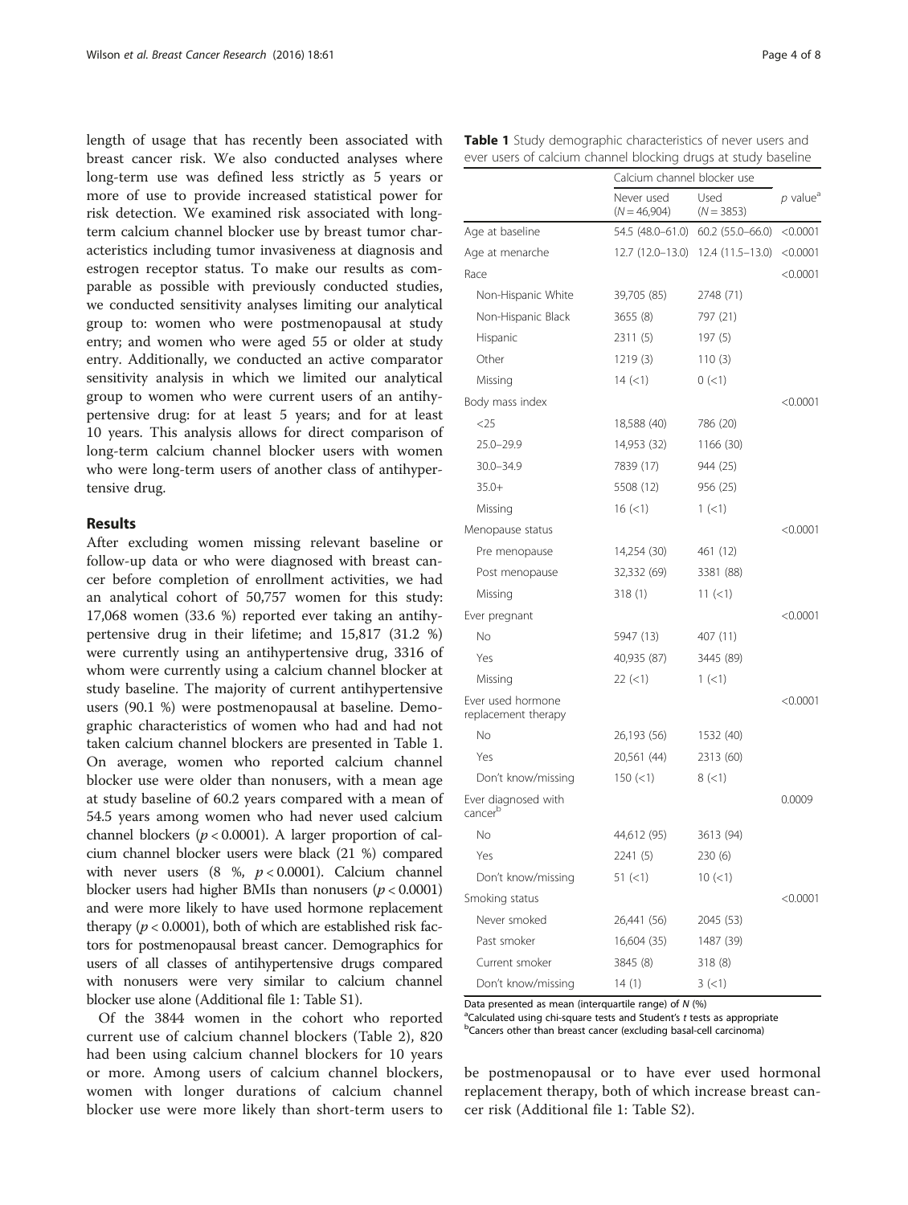length of usage that has recently been associated with breast cancer risk. We also conducted analyses where long-term use was defined less strictly as 5 years or more of use to provide increased statistical power for risk detection. We examined risk associated with long-term calcium channel blocker use by breast tumor characteristics including tumor invasiveness at diagnosis and estrogen receptor status. To make our results as comparable as possible with previously conducted studies, we conducted sensitivity analyses limiting our analytical group to: women who were postmenopausal at study entry; and women who were aged 55 or older at study entry. Additionally, we conducted an active comparator sensitivity analysis in which we limited our analytical group to women who were current users of an antihypertensive drug: for at least 5 years; and for at least 10 years. This analysis allows for direct comparison of long-term calcium channel blocker users with women who were long-term users of another class of antihypertensive drug.

## Results

After excluding women missing relevant baseline or follow-up data or who were diagnosed with breast cancer before completion of enrollment activities, we had an analytical cohort of 50,757 women for this study: 17,068 women (33.6 %) reported ever taking an antihypertensive drug in their lifetime; and 15,817 (31.2 %) were currently using an antihypertensive drug, 3316 of whom were currently using a calcium channel blocker at study baseline. The majority of current antihypertensive users (90.1 %) were postmenopausal at baseline. Demographic characteristics of women who had and had not taken calcium channel blockers are presented in Table 1. On average, women who reported calcium channel blocker use were older than nonusers, with a mean age at study baseline of 60.2 years compared with a mean of 54.5 years among women who had never used calcium channel blockers ($p < 0.0001$). A larger proportion of calcium channel blocker users were black (21 %) compared with never users (8 %, $p < 0.0001$). Calcium channel blocker users had higher BMIs than nonusers ($p < 0.0001$) and were more likely to have used hormone replacement therapy ($p < 0.0001$), both of which are established risk factors for postmenopausal breast cancer. Demographics for users of all classes of antihypertensive drugs compared with nonusers were very similar to calcium channel blocker use alone (Additional file 1: Table S1).

Of the 3844 women in the cohort who reported current use of calcium channel blockers (Table 2), 820 had been using calcium channel blockers for 10 years or more. Among users of calcium channel blockers, women with longer durations of calcium channel blocker use were more likely than short-term users to be postmenopausal or to have ever used hormonal replacement therapy, both of which increase breast cancer risk (Additional file 1: Table S2).

**Table 1** Study demographic characteristics of never users and ever users of calcium channel blocking drugs at study baseline

| | Calcium channel blocker use | | |
|---|---|---|---|
| | Never used ($N = 46,904$) | Used ($N = 3853$) | *p* value[a] |
| Age at baseline | 54.5 (48.0–61.0) | 60.2 (55.0–66.0) | <0.0001 |
| Age at menarche | 12.7 (12.0–13.0) | 12.4 (11.5–13.0) | <0.0001 |
| Race | | | <0.0001 |
| Non-Hispanic White | 39,705 (85) | 2748 (71) | |
| Non-Hispanic Black | 3655 (8) | 797 (21) | |
| Hispanic | 2311 (5) | 197 (5) | |
| Other | 1219 (3) | 110 (3) | |
| Missing | 14 (<1) | 0 (<1) | |
| Body mass index | | | <0.0001 |
| <25 | 18,588 (40) | 786 (20) | |
| 25.0–29.9 | 14,953 (32) | 1166 (30) | |
| 30.0–34.9 | 7839 (17) | 944 (25) | |
| 35.0+ | 5508 (12) | 956 (25) | |
| Missing | 16 (<1) | 1 (<1) | |
| Menopause status | | | <0.0001 |
| Pre menopause | 14,254 (30) | 461 (12) | |
| Post menopause | 32,332 (69) | 3381 (88) | |
| Missing | 318 (1) | 11 (<1) | |
| Ever pregnant | | | <0.0001 |
| No | 5947 (13) | 407 (11) | |
| Yes | 40,935 (87) | 3445 (89) | |
| Missing | 22 (<1) | 1 (<1) | |
| Ever used hormone replacement therapy | | | <0.0001 |
| No | 26,193 (56) | 1532 (40) | |
| Yes | 20,561 (44) | 2313 (60) | |
| Don't know/missing | 150 (<1) | 8 (<1) | |
| Ever diagnosed with cancer[b] | | | 0.0009 |
| No | 44,612 (95) | 3613 (94) | |
| Yes | 2241 (5) | 230 (6) | |
| Don't know/missing | 51 (<1) | 10 (<1) | |
| Smoking status | | | <0.0001 |
| Never smoked | 26,441 (56) | 2045 (53) | |
| Past smoker | 16,604 (35) | 1487 (39) | |
| Current smoker | 3845 (8) | 318 (8) | |
| Don't know/missing | 14 (1) | 3 (<1) | |

Data presented as mean (interquartile range) of *N* (%)
[a]Calculated using chi-square tests and Student's *t* tests as appropriate
[b]Cancers other than breast cancer (excluding basal-cell carcinoma)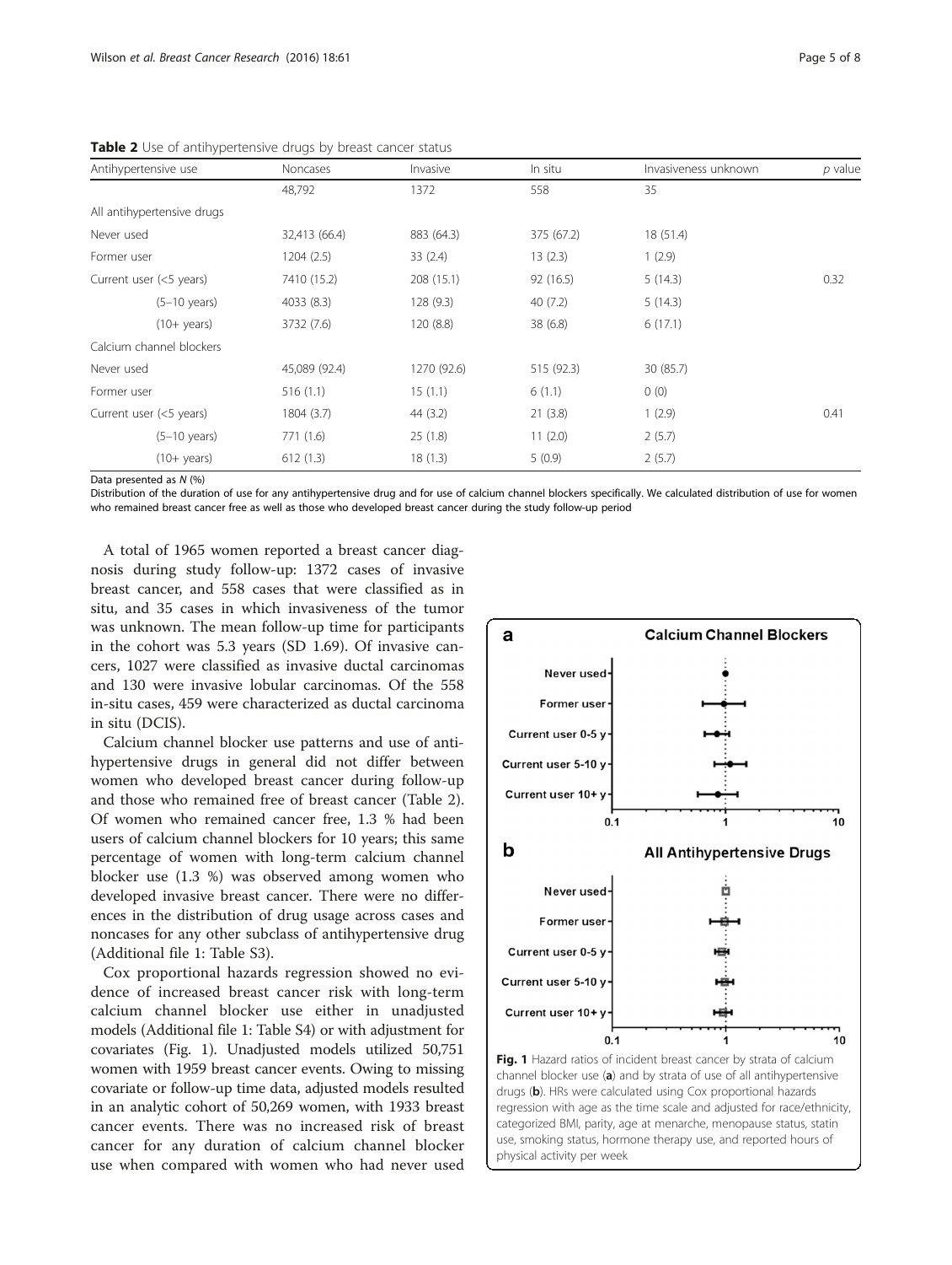**Table 2** Use of antihypertensive drugs by breast cancer status

| Antihypertensive use | Noncases | Invasive | In situ | Invasiveness unknown | *p* value |
|---|---|---|---|---|---|
| | 48,792 | 1372 | 558 | 35 | |
| All antihypertensive drugs | | | | | |
| Never used | 32,413 (66.4) | 883 (64.3) | 375 (67.2) | 18 (51.4) | |
| Former user | 1204 (2.5) | 33 (2.4) | 13 (2.3) | 1 (2.9) | |
| Current user (<5 years) | 7410 (15.2) | 208 (15.1) | 92 (16.5) | 5 (14.3) | 0.32 |
| (5–10 years) | 4033 (8.3) | 128 (9.3) | 40 (7.2) | 5 (14.3) | |
| (10+ years) | 3732 (7.6) | 120 (8.8) | 38 (6.8) | 6 (17.1) | |
| Calcium channel blockers | | | | | |
| Never used | 45,089 (92.4) | 1270 (92.6) | 515 (92.3) | 30 (85.7) | |
| Former user | 516 (1.1) | 15 (1.1) | 6 (1.1) | 0 (0) | |
| Current user (<5 years) | 1804 (3.7) | 44 (3.2) | 21 (3.8) | 1 (2.9) | 0.41 |
| (5–10 years) | 771 (1.6) | 25 (1.8) | 11 (2.0) | 2 (5.7) | |
| (10+ years) | 612 (1.3) | 18 (1.3) | 5 (0.9) | 2 (5.7) | |

Data presented as *N* (%)

Distribution of the duration of use for any antihypertensive drug and for use of calcium channel blockers specifically. We calculated distribution of use for women who remained breast cancer free as well as those who developed breast cancer during the study follow-up period

A total of 1965 women reported a breast cancer diagnosis during study follow-up: 1372 cases of invasive breast cancer, and 558 cases that were classified as in situ, and 35 cases in which invasiveness of the tumor was unknown. The mean follow-up time for participants in the cohort was 5.3 years (SD 1.69). Of invasive cancers, 1027 were classified as invasive ductal carcinomas and 130 were invasive lobular carcinomas. Of the 558 in-situ cases, 459 were characterized as ductal carcinoma in situ (DCIS).

Calcium channel blocker use patterns and use of antihypertensive drugs in general did not differ between women who developed breast cancer during follow-up and those who remained free of breast cancer (Table 2). Of women who remained cancer free, 1.3 % had been users of calcium channel blockers for 10 years; this same percentage of women with long-term calcium channel blocker use (1.3 %) was observed among women who developed invasive breast cancer. There were no differences in the distribution of drug usage across cases and noncases for any other subclass of antihypertensive drug (Additional file 1: Table S3).

Cox proportional hazards regression showed no evidence of increased breast cancer risk with long-term calcium channel blocker use either in unadjusted models (Additional file 1: Table S4) or with adjustment for covariates (Fig. 1). Unadjusted models utilized 50,751 women with 1959 breast cancer events. Owing to missing covariate or follow-up time data, adjusted models resulted in an analytic cohort of 50,269 women, with 1933 breast cancer events. There was no increased risk of breast cancer for any duration of calcium channel blocker use when compared with women who had never used

**Fig. 1** Hazard ratios of incident breast cancer by strata of calcium channel blocker use (**a**) and by strata of use of all antihypertensive drugs (**b**). HRs were calculated using Cox proportional hazards regression with age as the time scale and adjusted for race/ethnicity, categorized BMI, parity, age at menarche, menopause status, statin use, smoking status, hormone therapy use, and reported hours of physical activity per week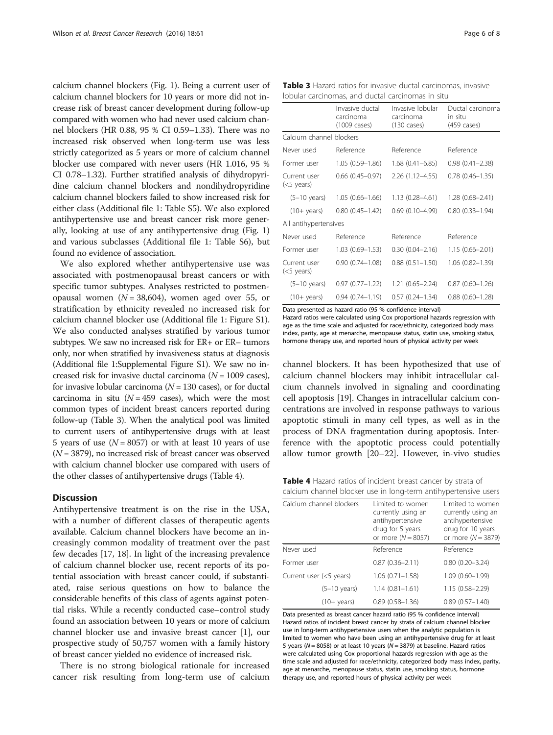calcium channel blockers (Fig. 1). Being a current user of calcium channel blockers for 10 years or more did not increase risk of breast cancer development during follow-up compared with women who had never used calcium channel blockers (HR 0.88, 95 % CI 0.59–1.33). There was no increased risk observed when long-term use was less strictly categorized as 5 years or more of calcium channel blocker use compared with never users (HR 1.016, 95 % CI 0.78–1.32). Further stratified analysis of dihydropyridine calcium channel blockers and nondihydropyridine calcium channel blockers failed to show increased risk for either class (Additional file 1: Table S5). We also explored antihypertensive use and breast cancer risk more generally, looking at use of any antihypertensive drug (Fig. 1) and various subclasses (Additional file 1: Table S6), but found no evidence of association.

We also explored whether antihypertensive use was associated with postmenopausal breast cancers or with specific tumor subtypes. Analyses restricted to postmenopausal women ($N = 38{,}604$), women aged over 55, or stratification by ethnicity revealed no increased risk for calcium channel blocker use (Additional file 1: Figure S1). We also conducted analyses stratified by various tumor subtypes. We saw no increased risk for ER+ or ER– tumors only, nor when stratified by invasiveness status at diagnosis (Additional file 1:Supplemental Figure S1). We saw no increased risk for invasive ductal carcinoma ($N = 1009$ cases), for invasive lobular carcinoma ($N = 130$ cases), or for ductal carcinoma in situ ($N = 459$ cases), which were the most common types of incident breast cancers reported during follow-up (Table 3). When the analytical pool was limited to current users of antihypertensive drugs with at least 5 years of use ($N = 8057$) or with at least 10 years of use ($N = 3879$), no increased risk of breast cancer was observed with calcium channel blocker use compared with users of the other classes of antihypertensive drugs (Table 4).

## Discussion

Antihypertensive treatment is on the rise in the USA, with a number of different classes of therapeutic agents available. Calcium channel blockers have become an increasingly common modality of treatment over the past few decades [17, 18]. In light of the increasing prevalence of calcium channel blocker use, recent reports of its potential association with breast cancer could, if substantiated, raise serious questions on how to balance the considerable benefits of this class of agents against potential risks. While a recently conducted case–control study found an association between 10 years or more of calcium channel blocker use and invasive breast cancer [1], our prospective study of 50,757 women with a family history of breast cancer yielded no evidence of increased risk.

There is no strong biological rationale for increased cancer risk resulting from long-term use of calcium channel blockers. It has been hypothesized that use of calcium channel blockers may inhibit intracellular calcium channels involved in signaling and coordinating cell apoptosis [19]. Changes in intracellular calcium concentrations are involved in response pathways to various apoptotic stimuli in many cell types, as well as in the process of DNA fragmentation during apoptosis. Interference with the apoptotic process could potentially allow tumor growth [20–22]. However, in-vivo studies

**Table 3** Hazard ratios for invasive ductal carcinomas, invasive lobular carcinomas, and ductal carcinomas in situ

| | Invasive ductal carcinoma (1009 cases) | Invasive lobular carcinoma (130 cases) | Ductal carcinoma in situ (459 cases) |
|---|---|---|---|
| Calcium channel blockers | | | |
| Never used | Reference | Reference | Reference |
| Former user | 1.05 (0.59–1.86) | 1.68 (0.41–6.85) | 0.98 (0.41–2.38) |
| Current user (<5 years) | 0.66 (0.45–0.97) | 2.26 (1.12–4.55) | 0.78 (0.46–1.35) |
| (5–10 years) | 1.05 (0.66–1.66) | 1.13 (0.28–4.61) | 1.28 (0.68–2.41) |
| (10+ years) | 0.80 (0.45–1.42) | 0.69 (0.10–4.99) | 0.80 (0.33–1.94) |
| All antihypertensives | | | |
| Never used | Reference | Reference | Reference |
| Former user | 1.03 (0.69–1.53) | 0.30 (0.04–2.16) | 1.15 (0.66–2.01) |
| Current user (<5 years) | 0.90 (0.74–1.08) | 0.88 (0.51–1.50) | 1.06 (0.82–1.39) |
| (5–10 years) | 0.97 (0.77–1.22) | 1.21 (0.65–2.24) | 0.87 (0.60–1.26) |
| (10+ years) | 0.94 (0.74–1.19) | 0.57 (0.24–1.34) | 0.88 (0.60–1.28) |

Data presented as hazard ratio (95 % confidence interval)
Hazard ratios were calculated using Cox proportional hazards regression with age as the time scale and adjusted for race/ethnicity, categorized body mass index, parity, age at menarche, menopause status, statin use, smoking status, hormone therapy use, and reported hours of physical activity per week

**Table 4** Hazard ratios of incident breast cancer by strata of calcium channel blocker use in long-term antihypertensive users

| Calcium channel blockers | Limited to women currently using an antihypertensive drug for 5 years or more ($N = 8057$) | Limited to women currently using an antihypertensive drug for 10 years or more ($N = 3879$) |
|---|---|---|
| Never used | Reference | Reference |
| Former user | 0.87 (0.36–2.11) | 0.80 (0.20–3.24) |
| Current user (<5 years) | 1.06 (0.71–1.58) | 1.09 (0.60–1.99) |
| (5–10 years) | 1.14 (0.81–1.61) | 1.15 (0.58–2.29) |
| (10+ years) | 0.89 (0.58–1.36) | 0.89 (0.57–1.40) |

Data presented as breast cancer hazard ratio (95 % confidence interval)
Hazard ratios of incident breast cancer by strata of calcium channel blocker use in long-term antihypertensive users when the analytic population is limited to women who have been using an antihypertensive drug for at least 5 years ($N = 8058$) or at least 10 years ($N = 3879$) at baseline. Hazard ratios were calculated using Cox proportional hazards regression with age as the time scale and adjusted for race/ethnicity, categorized body mass index, parity, age at menarche, menopause status, statin use, smoking status, hormone therapy use, and reported hours of physical activity per week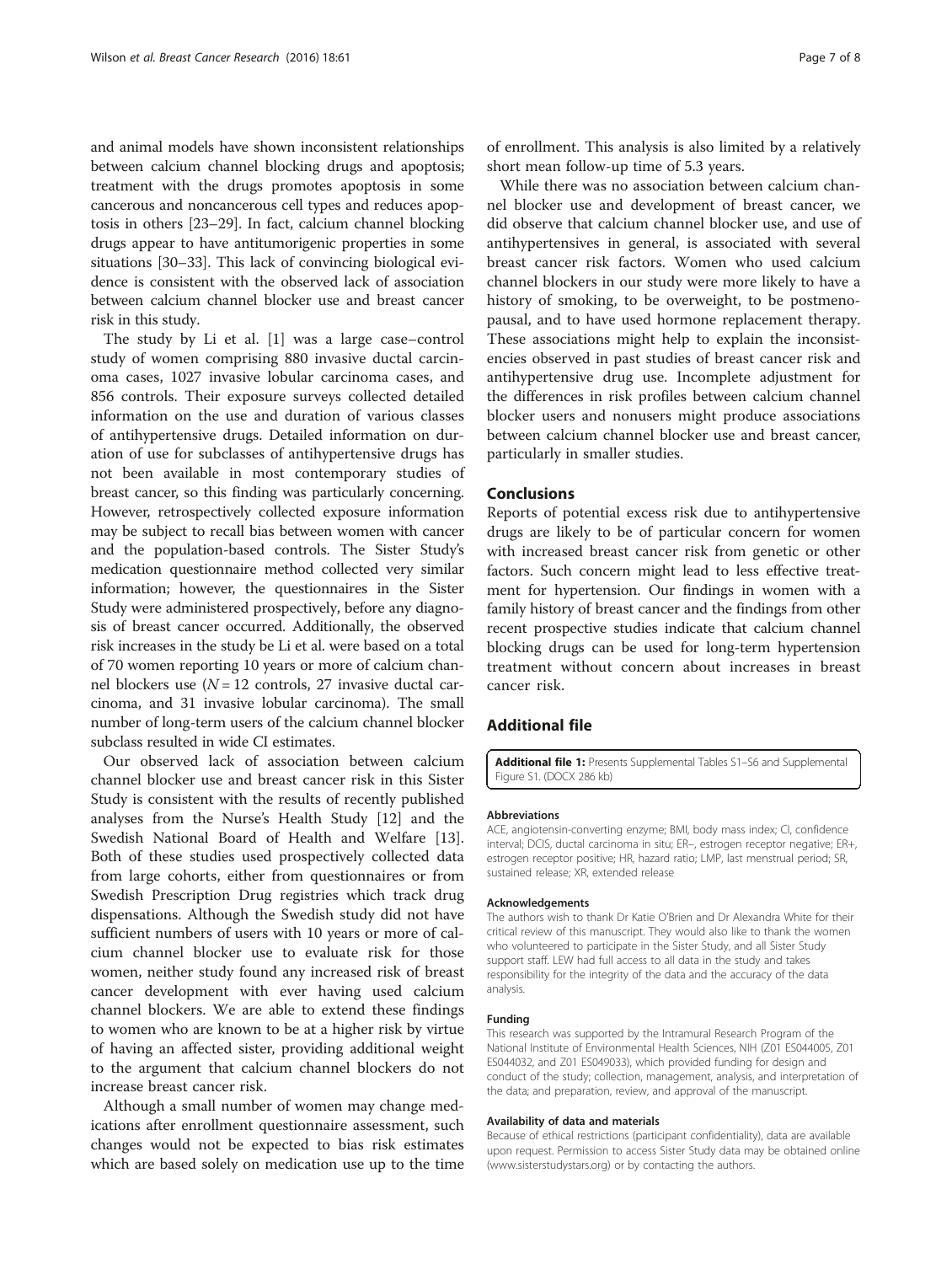and animal models have shown inconsistent relationships between calcium channel blocking drugs and apoptosis; treatment with the drugs promotes apoptosis in some cancerous and noncancerous cell types and reduces apoptosis in others [23–29]. In fact, calcium channel blocking drugs appear to have antitumorigenic properties in some situations [30–33]. This lack of convincing biological evidence is consistent with the observed lack of association between calcium channel blocker use and breast cancer risk in this study.

The study by Li et al. [1] was a large case–control study of women comprising 880 invasive ductal carcinoma cases, 1027 invasive lobular carcinoma cases, and 856 controls. Their exposure surveys collected detailed information on the use and duration of various classes of antihypertensive drugs. Detailed information on duration of use for subclasses of antihypertensive drugs has not been available in most contemporary studies of breast cancer, so this finding was particularly concerning. However, retrospectively collected exposure information may be subject to recall bias between women with cancer and the population-based controls. The Sister Study's medication questionnaire method collected very similar information; however, the questionnaires in the Sister Study were administered prospectively, before any diagnosis of breast cancer occurred. Additionally, the observed risk increases in the study be Li et al. were based on a total of 70 women reporting 10 years or more of calcium channel blockers use ($N = 12$ controls, 27 invasive ductal carcinoma, and 31 invasive lobular carcinoma). The small number of long-term users of the calcium channel blocker subclass resulted in wide CI estimates.

Our observed lack of association between calcium channel blocker use and breast cancer risk in this Sister Study is consistent with the results of recently published analyses from the Nurse's Health Study [12] and the Swedish National Board of Health and Welfare [13]. Both of these studies used prospectively collected data from large cohorts, either from questionnaires or from Swedish Prescription Drug registries which track drug dispensations. Although the Swedish study did not have sufficient numbers of users with 10 years or more of calcium channel blocker use to evaluate risk for those women, neither study found any increased risk of breast cancer development with ever having used calcium channel blockers. We are able to extend these findings to women who are known to be at a higher risk by virtue of having an affected sister, providing additional weight to the argument that calcium channel blockers do not increase breast cancer risk.

Although a small number of women may change medications after enrollment questionnaire assessment, such changes would not be expected to bias risk estimates which are based solely on medication use up to the time of enrollment. This analysis is also limited by a relatively short mean follow-up time of 5.3 years.

While there was no association between calcium channel blocker use and development of breast cancer, we did observe that calcium channel blocker use, and use of antihypertensives in general, is associated with several breast cancer risk factors. Women who used calcium channel blockers in our study were more likely to have a history of smoking, to be overweight, to be postmenopausal, and to have used hormone replacement therapy. These associations might help to explain the inconsistencies observed in past studies of breast cancer risk and antihypertensive drug use. Incomplete adjustment for the differences in risk profiles between calcium channel blocker users and nonusers might produce associations between calcium channel blocker use and breast cancer, particularly in smaller studies.

## Conclusions

Reports of potential excess risk due to antihypertensive drugs are likely to be of particular concern for women with increased breast cancer risk from genetic or other factors. Such concern might lead to less effective treatment for hypertension. Our findings in women with a family history of breast cancer and the findings from other recent prospective studies indicate that calcium channel blocking drugs can be used for long-term hypertension treatment without concern about increases in breast cancer risk.

## Additional file

**Additional file 1:** Presents Supplemental Tables S1–S6 and Supplemental Figure S1. (DOCX 286 kb)

#### Abbreviations

ACE, angiotensin-converting enzyme; BMI, body mass index; CI, confidence interval; DCIS, ductal carcinoma in situ; ER–, estrogen receptor negative; ER+, estrogen receptor positive; HR, hazard ratio; LMP, last menstrual period; SR, sustained release; XR, extended release

#### Acknowledgements

The authors wish to thank Dr Katie O'Brien and Dr Alexandra White for their critical review of this manuscript. They would also like to thank the women who volunteered to participate in the Sister Study, and all Sister Study support staff. LEW had full access to all data in the study and takes responsibility for the integrity of the data and the accuracy of the data analysis.

#### Funding

This research was supported by the Intramural Research Program of the National Institute of Environmental Health Sciences, NIH (Z01 ES044005, Z01 ES044032, and Z01 ES049033), which provided funding for design and conduct of the study; collection, management, analysis, and interpretation of the data; and preparation, review, and approval of the manuscript.

#### Availability of data and materials

Because of ethical restrictions (participant confidentiality), data are available upon request. Permission to access Sister Study data may be obtained online (www.sisterstudystars.org) or by contacting the authors.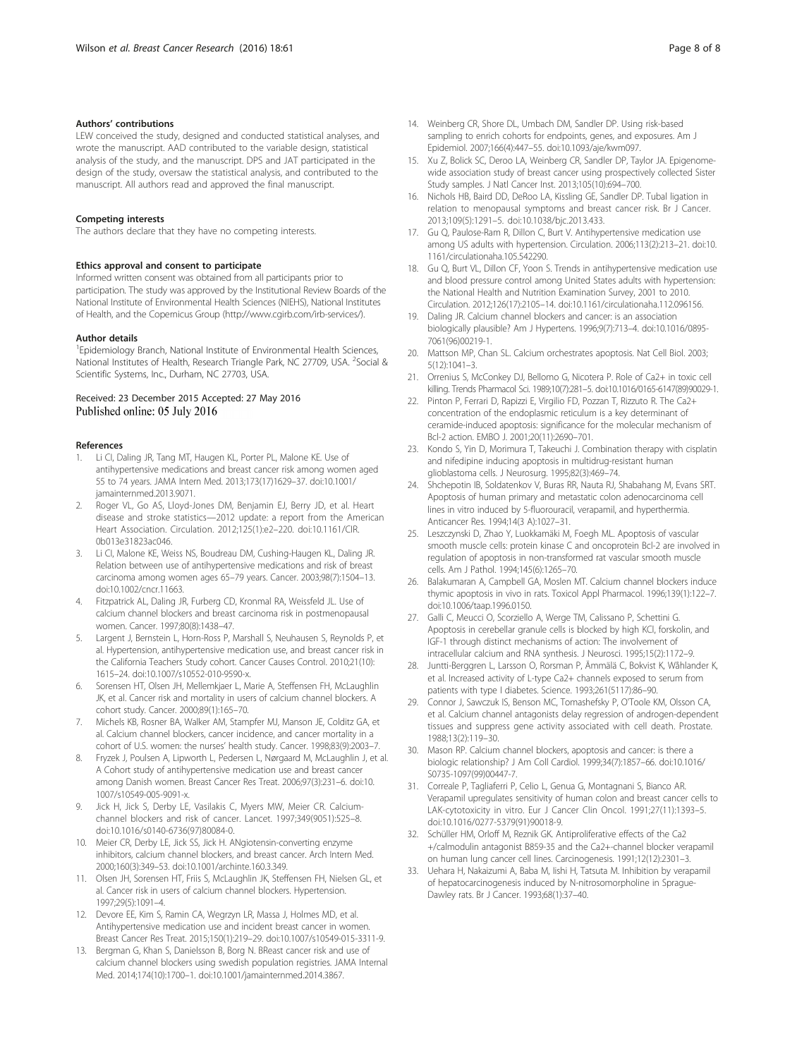### Authors' contributions

LEW conceived the study, designed and conducted statistical analyses, and wrote the manuscript. AAD contributed to the variable design, statistical analysis of the study, and the manuscript. DPS and JAT participated in the design of the study, oversaw the statistical analysis, and contributed to the manuscript. All authors read and approved the final manuscript.

### Competing interests

The authors declare that they have no competing interests.

### Ethics approval and consent to participate

Informed written consent was obtained from all participants prior to participation. The study was approved by the Institutional Review Boards of the National Institute of Environmental Health Sciences (NIEHS), National Institutes of Health, and the Copernicus Group (http://www.cgirb.com/irb-services/).

### Author details

[1]Epidemiology Branch, National Institute of Environmental Health Sciences, National Institutes of Health, Research Triangle Park, NC 27709, USA. [2]Social & Scientific Systems, Inc., Durham, NC 27703, USA.

Received: 23 December 2015 Accepted: 27 May 2016
Published online: 05 July 2016

### References

1. Li CI, Daling JR, Tang MT, Haugen KL, Porter PL, Malone KE. Use of antihypertensive medications and breast cancer risk among women aged 55 to 74 years. JAMA Intern Med. 2013;173(17)1629–37. doi:10.1001/jamainternmed.2013.9071.
2. Roger VL, Go AS, Lloyd-Jones DM, Benjamin EJ, Berry JD, et al. Heart disease and stroke statistics—2012 update: a report from the American Heart Association. Circulation. 2012;125(1):e2–220. doi:10.1161/CIR.0b013e31823ac046.
3. Li CI, Malone KE, Weiss NS, Boudreau DM, Cushing-Haugen KL, Daling JR. Relation between use of antihypertensive medications and risk of breast carcinoma among women ages 65–79 years. Cancer. 2003;98(7):1504–13. doi:10.1002/cncr.11663.
4. Fitzpatrick AL, Daling JR, Furberg CD, Kronmal RA, Weissfeld JL. Use of calcium channel blockers and breast carcinoma risk in postmenopausal women. Cancer. 1997;80(8):1438–47.
5. Largent J, Bernstein L, Horn-Ross P, Marshall S, Neuhausen S, Reynolds P, et al. Hypertension, antihypertensive medication use, and breast cancer risk in the California Teachers Study cohort. Cancer Causes Control. 2010;21(10):1615–24. doi:10.1007/s10552-010-9590-x.
6. Sorensen HT, Olsen JH, Mellemkjaer L, Marie A, Steffensen FH, McLaughlin JK, et al. Cancer risk and mortality in users of calcium channel blockers. A cohort study. Cancer. 2000;89(1):165–70.
7. Michels KB, Rosner BA, Walker AM, Stampfer MJ, Manson JE, Colditz GA, et al. Calcium channel blockers, cancer incidence, and cancer mortality in a cohort of U.S. women: the nurses' health study. Cancer. 1998;83(9):2003–7.
8. Fryzek J, Poulsen A, Lipworth L, Pedersen L, Nørgaard M, McLaughlin J, et al. A Cohort study of antihypertensive medication use and breast cancer among Danish women. Breast Cancer Res Treat. 2006;97(3):231–6. doi:10.1007/s10549-005-9091-x.
9. Jick H, Jick S, Derby LE, Vasilakis C, Myers MW, Meier CR. Calcium-channel blockers and risk of cancer. Lancet. 1997;349(9051):525–8. doi:10.1016/s0140-6736(97)80084-0.
10. Meier CR, Derby LE, Jick SS, Jick H. ANgiotensin-converting enzyme inhibitors, calcium channel blockers, and breast cancer. Arch Intern Med. 2000;160(3):349–53. doi:10.1001/archinte.160.3.349.
11. Olsen JH, Sorensen HT, Friis S, McLaughlin JK, Steffensen FH, Nielsen GL, et al. Cancer risk in users of calcium channel blockers. Hypertension. 1997;29(5):1091–4.
12. Devore EE, Kim S, Ramin CA, Wegrzyn LR, Massa J, Holmes MD, et al. Antihypertensive medication use and incident breast cancer in women. Breast Cancer Res Treat. 2015;150(1):219–29. doi:10.1007/s10549-015-3311-9.
13. Bergman G, Khan S, Danielsson B, Borg N. BReast cancer risk and use of calcium channel blockers using swedish population registries. JAMA Internal Med. 2014;174(10):1700–1. doi:10.1001/jamainternmed.2014.3867.
14. Weinberg CR, Shore DL, Umbach DM, Sandler DP. Using risk-based sampling to enrich cohorts for endpoints, genes, and exposures. Am J Epidemiol. 2007;166(4):447–55. doi:10.1093/aje/kwm097.
15. Xu Z, Bolick SC, Deroo LA, Weinberg CR, Sandler DP, Taylor JA. Epigenome-wide association study of breast cancer using prospectively collected Sister Study samples. J Natl Cancer Inst. 2013;105(10):694–700.
16. Nichols HB, Baird DD, DeRoo LA, Kissling GE, Sandler DP. Tubal ligation in relation to menopausal symptoms and breast cancer risk. Br J Cancer. 2013;109(5):1291–5. doi:10.1038/bjc.2013.433.
17. Gu Q, Paulose-Ram R, Dillon C, Burt V. Antihypertensive medication use among US adults with hypertension. Circulation. 2006;113(2):213–21. doi:10.1161/circulationaha.105.542290.
18. Gu Q, Burt VL, Dillon CF, Yoon S. Trends in antihypertensive medication use and blood pressure control among United States adults with hypertension: the National Health and Nutrition Examination Survey, 2001 to 2010. Circulation. 2012;126(17):2105–14. doi:10.1161/circulationaha.112.096156.
19. Daling JR. Calcium channel blockers and cancer: is an association biologically plausible? Am J Hypertens. 1996;9(7):713–4. doi:10.1016/0895-7061(96)00219-1.
20. Mattson MP, Chan SL. Calcium orchestrates apoptosis. Nat Cell Biol. 2003;5(12):1041–3.
21. Orrenius S, McConkey DJ, Bellomo G, Nicotera P. Role of Ca2+ in toxic cell killing. Trends Pharmacol Sci. 1989;10(7):281–5. doi:10.1016/0165-6147(89)90029-1.
22. Pinton P, Ferrari D, Rapizzi E, Virgilio FD, Pozzan T, Rizzuto R. The Ca2+ concentration of the endoplasmic reticulum is a key determinant of ceramide-induced apoptosis: significance for the molecular mechanism of Bcl-2 action. EMBO J. 2001;20(11):2690–701.
23. Kondo S, Yin D, Morimura T, Takeuchi J. Combination therapy with cisplatin and nifedipine inducing apoptosis in multidrug-resistant human glioblastoma cells. J Neurosurg. 1995;82(3):469–74.
24. Shchepotin IB, Soldatenkov V, Buras RR, Nauta RJ, Shabahang M, Evans SRT. Apoptosis of human primary and metastatic colon adenocarcinoma cell lines in vitro induced by 5-fluorouracil, verapamil, and hyperthermia. Anticancer Res. 1994;14(3 A):1027–31.
25. Leszczynski D, Zhao Y, Luokkamäki M, Foegh ML. Apoptosis of vascular smooth muscle cells: protein kinase C and oncoprotein Bcl-2 are involved in regulation of apoptosis in non-transformed rat vascular smooth muscle cells. Am J Pathol. 1994;145(6):1265–70.
26. Balakumaran A, Campbell GA, Moslen MT. Calcium channel blockers induce thymic apoptosis in vivo in rats. Toxicol Appl Pharmacol. 1996;139(1):122–7. doi:10.1006/taap.1996.0150.
27. Galli C, Meucci O, Scorziello A, Werge TM, Calissano P, Schettini G. Apoptosis in cerebellar granule cells is blocked by high KCl, forskolin, and IGF-1 through distinct mechanisms of action: The involvement of intracellular calcium and RNA synthesis. J Neurosci. 1995;15(2):1172–9.
28. Juntti-Berggren L, Larsson O, Rorsman P, Ämmälä C, Bokvist K, Wåhlander K, et al. Increased activity of L-type Ca2+ channels exposed to serum from patients with type I diabetes. Science. 1993;261(5117):86–90.
29. Connor J, Sawczuk IS, Benson MC, Tomashefsky P, O'Toole KM, Olsson CA, et al. Calcium channel antagonists delay regression of androgen-dependent tissues and suppress gene activity associated with cell death. Prostate. 1988;13(2):119–30.
30. Mason RP. Calcium channel blockers, apoptosis and cancer: is there a biologic relationship? J Am Coll Cardiol. 1999;34(7):1857–66. doi:10.1016/S0735-1097(99)00447-7.
31. Correale P, Tagliaferri P, Celio L, Genua G, Montagnani S, Bianco AR. Verapamil upregulates sensitivity of human colon and breast cancer cells to LAK-cytotoxicity in vitro. Eur J Cancer Clin Oncol. 1991;27(11):1393–5. doi:10.1016/0277-5379(91)90018-9.
32. Schüller HM, Orloff M, Reznik GK. Antiproliferative effects of the Ca2+/calmodulin antagonist B859-35 and the Ca2+-channel blocker verapamil on human lung cancer cell lines. Carcinogenesis. 1991;12(12):2301–3.
33. Uehara H, Nakaizumi A, Baba M, Iishi H, Tatsuta M. Inhibition by verapamil of hepatocarcinogenesis induced by N-nitrosomorpholine in Sprague-Dawley rats. Br J Cancer. 1993;68(1):37–40.